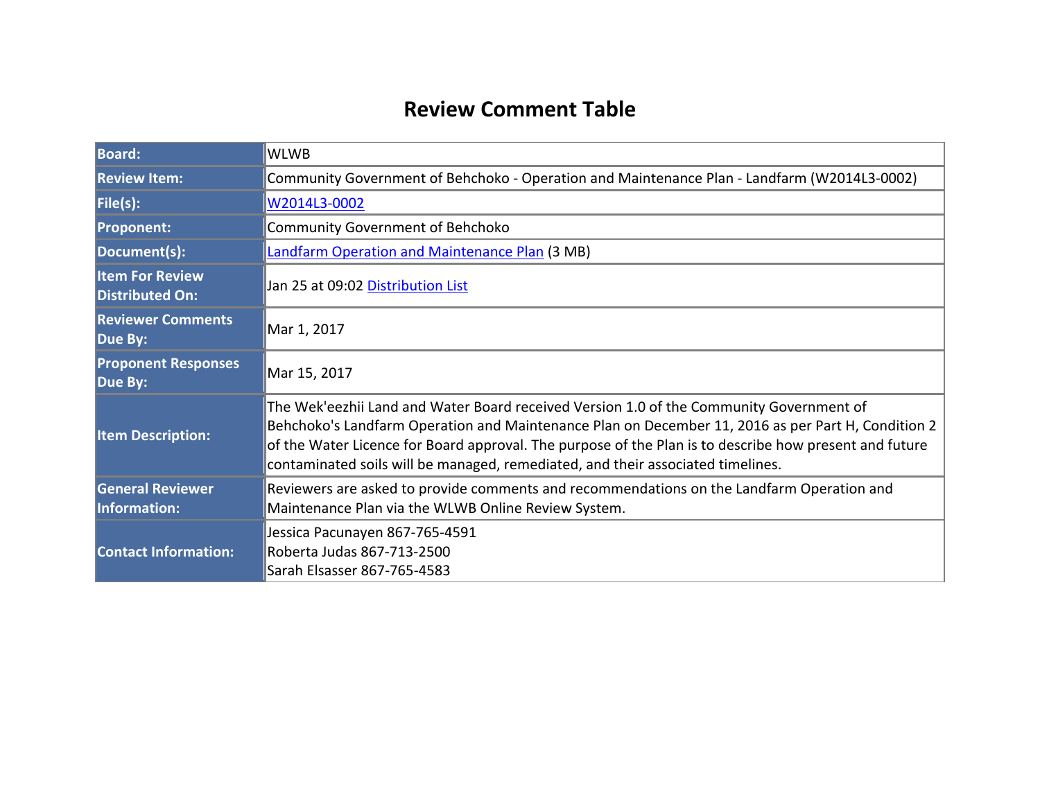# Review Comment Table

| | |
|---|---|
| **Board:** | WLWB |
| **Review Item:** | Community Government of Behchoko - Operation and Maintenance Plan - Landfarm (W2014L3-0002) |
| **File(s):** | W2014L3-0002 |
| **Proponent:** | Community Government of Behchoko |
| **Document(s):** | Landfarm Operation and Maintenance Plan (3 MB) |
| **Item For Review Distributed On:** | Jan 25 at 09:02 Distribution List |
| **Reviewer Comments Due By:** | Mar 1, 2017 |
| **Proponent Responses Due By:** | Mar 15, 2017 |
| **Item Description:** | The Wek'eezhii Land and Water Board received Version 1.0 of the Community Government of Behchoko's Landfarm Operation and Maintenance Plan on December 11, 2016 as per Part H, Condition 2 of the Water Licence for Board approval. The purpose of the Plan is to describe how present and future contaminated soils will be managed, remediated, and their associated timelines. |
| **General Reviewer Information:** | Reviewers are asked to provide comments and recommendations on the Landfarm Operation and Maintenance Plan via the WLWB Online Review System. |
| **Contact Information:** | Jessica Pacunayen 867-765-4591<br>Roberta Judas 867-713-2500<br>Sarah Elsasser 867-765-4583 |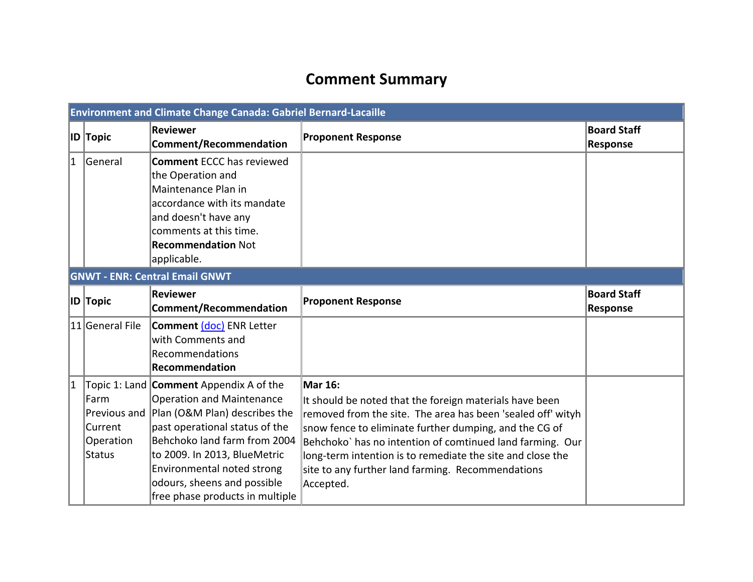# Comment Summary

| Environment and Climate Change Canada: Gabriel Bernard-Lacaille | | | | |
|---|---|---|---|---|
| **ID** | **Topic** | **Reviewer Comment/Recommendation** | **Proponent Response** | **Board Staff Response** |
| 1 | General | **Comment** ECCC has reviewed the Operation and Maintenance Plan in accordance with its mandate and doesn't have any comments at this time. **Recommendation** Not applicable. | | |

| GNWT - ENR: Central Email GNWT | | | | |
|---|---|---|---|---|
| **ID** | **Topic** | **Reviewer Comment/Recommendation** | **Proponent Response** | **Board Staff Response** |
| 11 | General File | **Comment** (doc) ENR Letter with Comments and Recommendations **Recommendation** | | |
| 1 | Topic 1: Land Farm Previous and Current Operation Status | **Comment** Appendix A of the Operation and Maintenance Plan (O&M Plan) describes the past operational status of the Behchoko land farm from 2004 to 2009. In 2013, BlueMetric Environmental noted strong odours, sheens and possible free phase products in multiple | **Mar 16:** It should be noted that the foreign materials have been removed from the site. The area has been 'sealed off' wityh snow fence to eliminate further dumping, and the CG of Behchoko` has no intention of comtinued land farming. Our long-term intention is to remediate the site and close the site to any further land farming. Recommendations Accepted. | |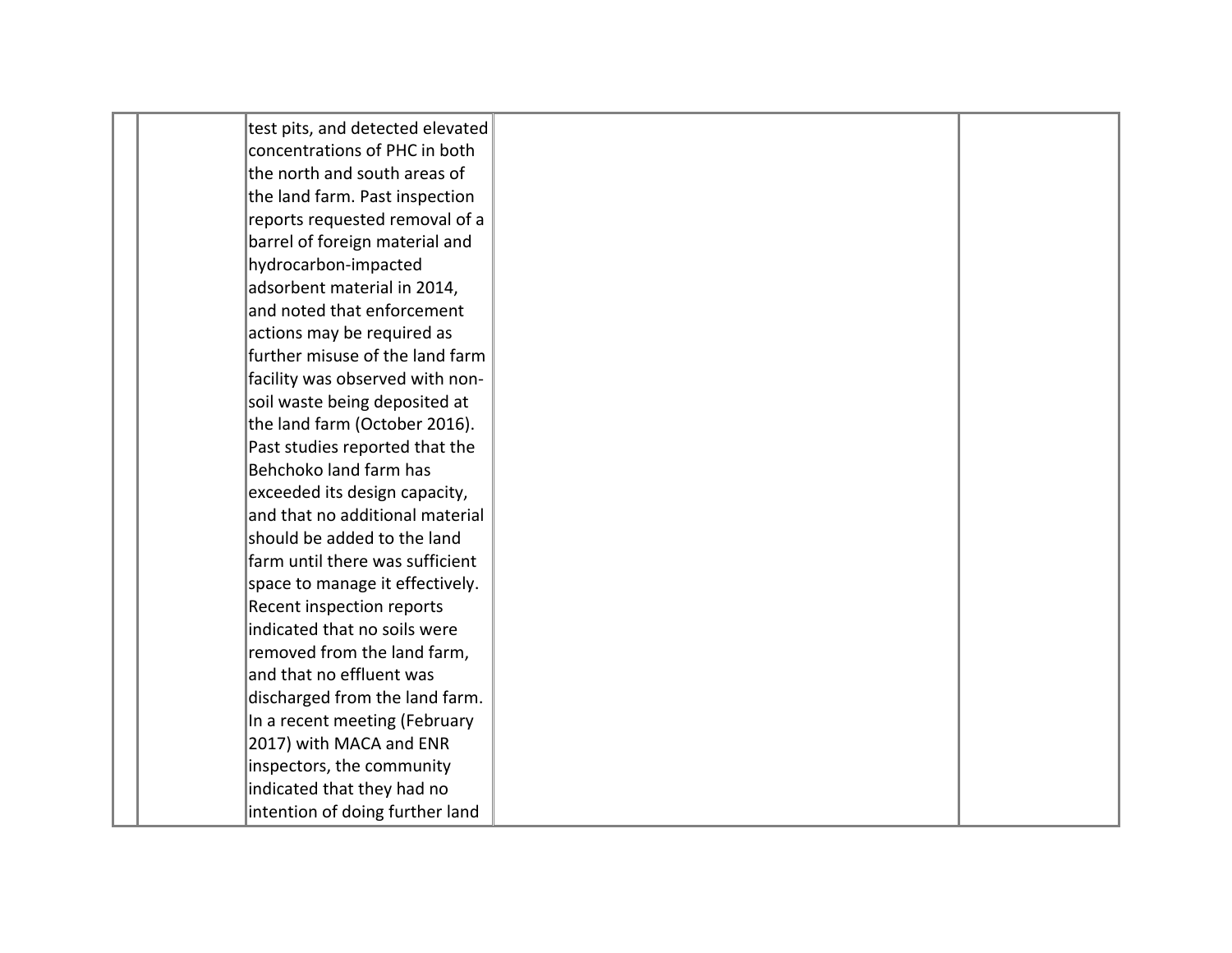|  |  |  |  |  |
|---|---|---|---|---|
|  |  | test pits, and detected elevated concentrations of PHC in both the north and south areas of the land farm. Past inspection reports requested removal of a barrel of foreign material and hydrocarbon-impacted adsorbent material in 2014, and noted that enforcement actions may be required as further misuse of the land farm facility was observed with non-soil waste being deposited at the land farm (October 2016). Past studies reported that the Behchoko land farm has exceeded its design capacity, and that no additional material should be added to the land farm until there was sufficient space to manage it effectively. Recent inspection reports indicated that no soils were removed from the land farm, and that no effluent was discharged from the land farm. In a recent meeting (February 2017) with MACA and ENR inspectors, the community indicated that they had no intention of doing further land |  |  |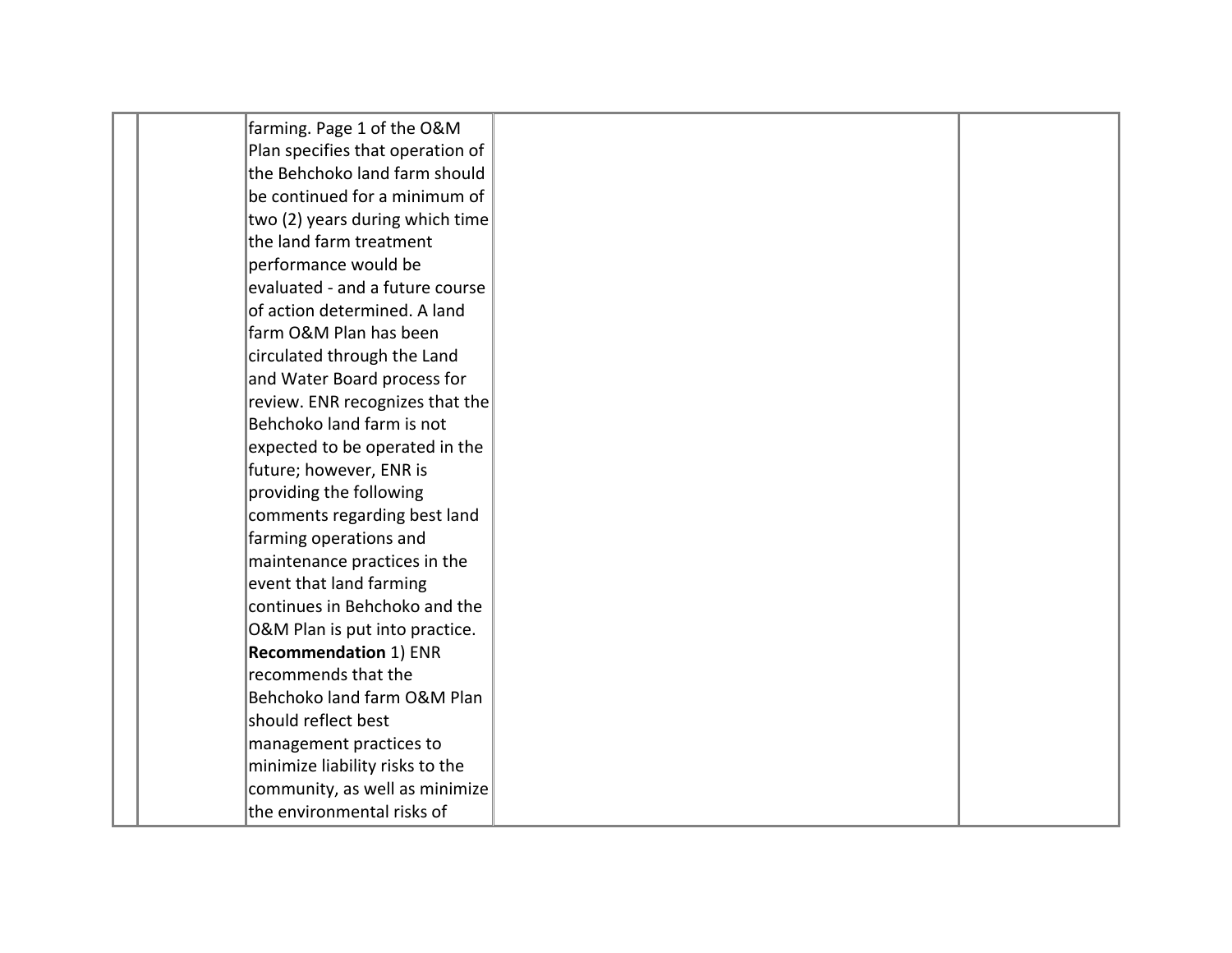| | | | | |
|---|---|---|---|---|
| | | farming. Page 1 of the O&M Plan specifies that operation of the Behchoko land farm should be continued for a minimum of two (2) years during which time the land farm treatment performance would be evaluated - and a future course of action determined. A land farm O&M Plan has been circulated through the Land and Water Board process for review. ENR recognizes that the Behchoko land farm is not expected to be operated in the future; however, ENR is providing the following comments regarding best land farming operations and maintenance practices in the event that land farming continues in Behchoko and the O&M Plan is put into practice. **Recommendation** 1) ENR recommends that the Behchoko land farm O&M Plan should reflect best management practices to minimize liability risks to the community, as well as minimize the environmental risks of | | |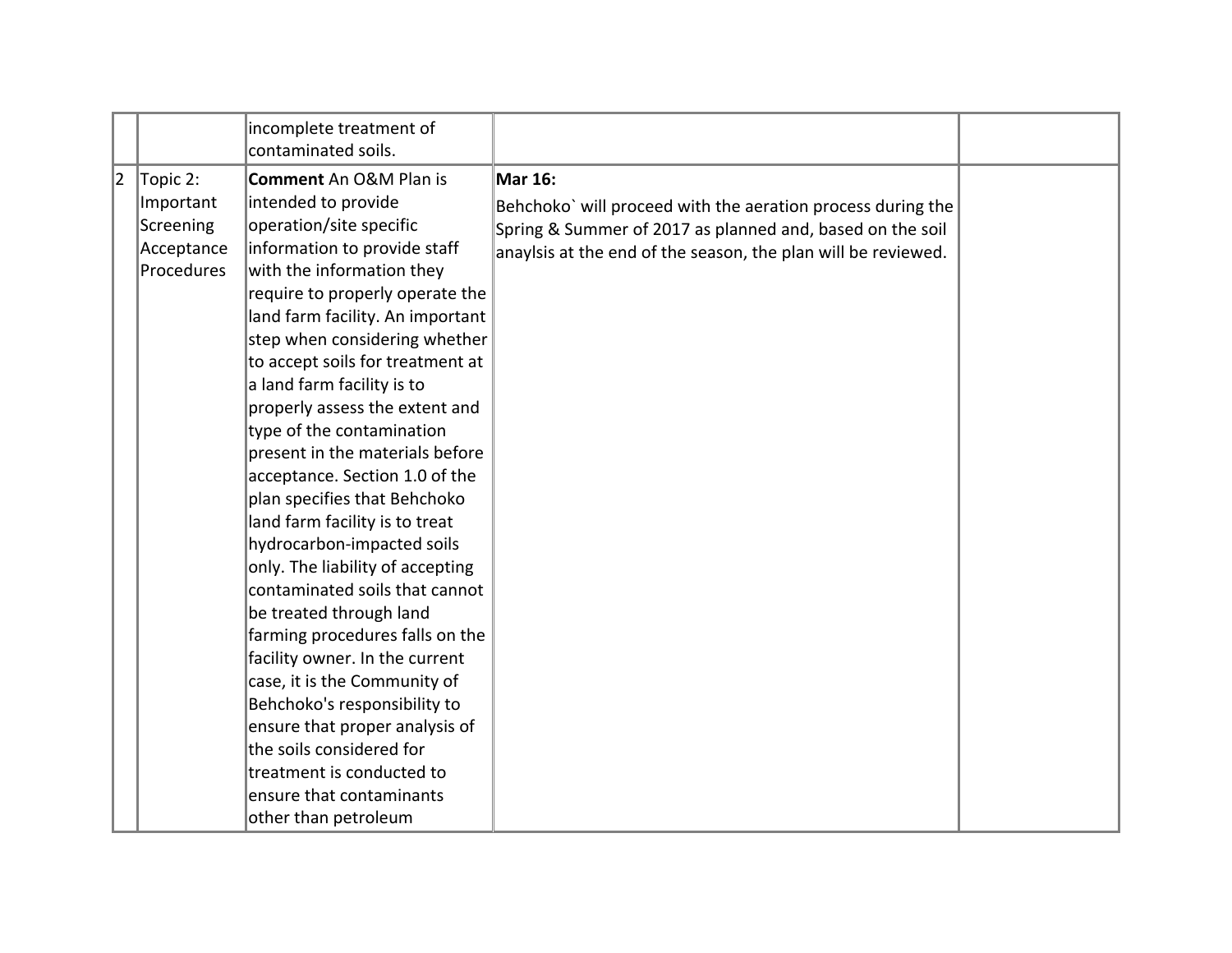| | | | | |
|---|---|---|---|---|
| | | incomplete treatment of contaminated soils. | | |
| 2 | Topic 2: Important Screening Acceptance Procedures | **Comment** An O&M Plan is intended to provide operation/site specific information to provide staff with the information they require to properly operate the land farm facility. An important step when considering whether to accept soils for treatment at a land farm facility is to properly assess the extent and type of the contamination present in the materials before acceptance. Section 1.0 of the plan specifies that Behchoko land farm facility is to treat hydrocarbon-impacted soils only. The liability of accepting contaminated soils that cannot be treated through land farming procedures falls on the facility owner. In the current case, it is the Community of Behchoko's responsibility to ensure that proper analysis of the soils considered for treatment is conducted to ensure that contaminants other than petroleum | **Mar 16:**<br>Behchoko` will proceed with the aeration process during the Spring & Summer of 2017 as planned and, based on the soil anaylsis at the end of the season, the plan will be reviewed. | |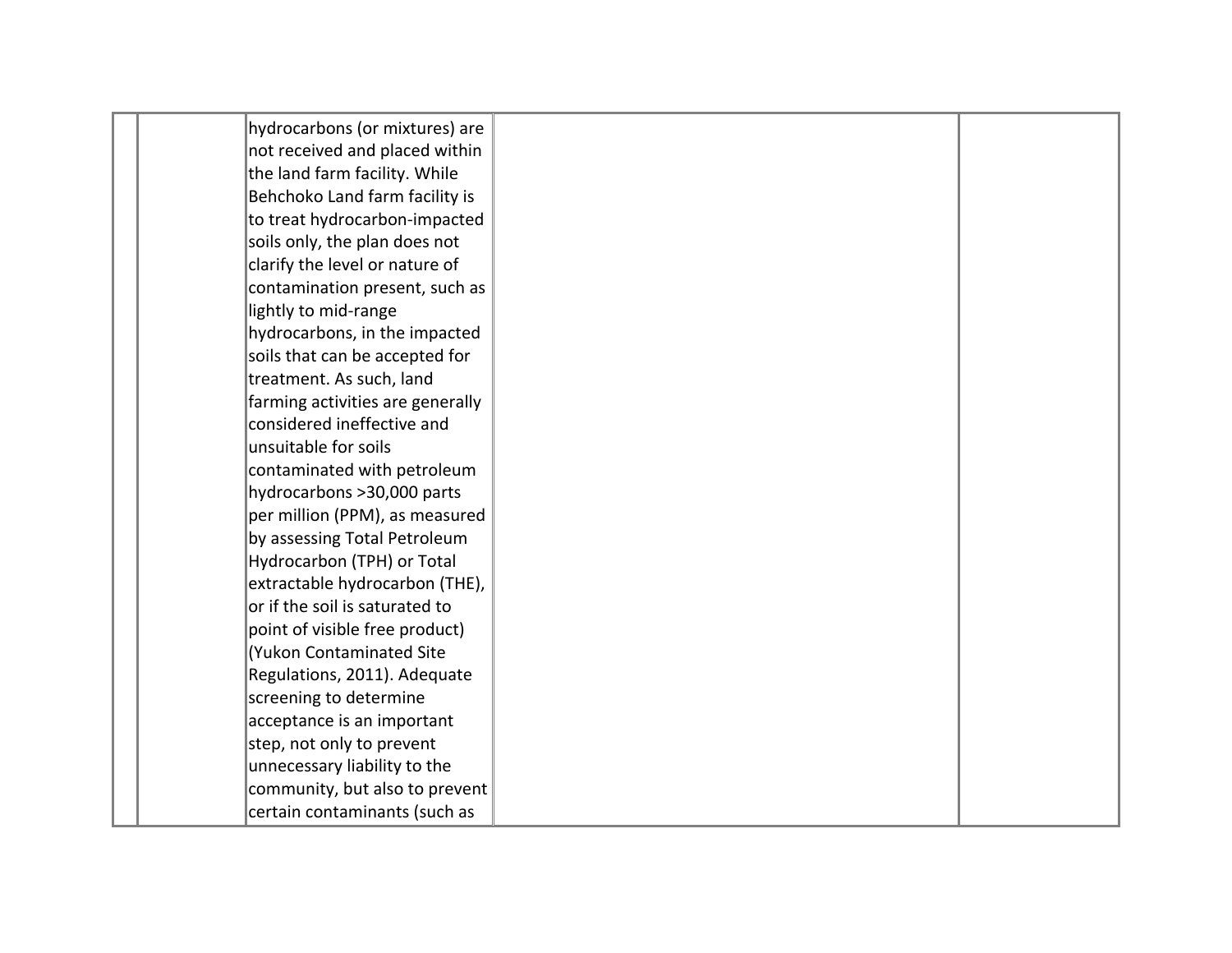| | | | | |
|---|---|---|---|---|
| | | hydrocarbons (or mixtures) are not received and placed within the land farm facility. While Behchoko Land farm facility is to treat hydrocarbon-impacted soils only, the plan does not clarify the level or nature of contamination present, such as lightly to mid-range hydrocarbons, in the impacted soils that can be accepted for treatment. As such, land farming activities are generally considered ineffective and unsuitable for soils contaminated with petroleum hydrocarbons >30,000 parts per million (PPM), as measured by assessing Total Petroleum Hydrocarbon (TPH) or Total extractable hydrocarbon (THE), or if the soil is saturated to point of visible free product) (Yukon Contaminated Site Regulations, 2011). Adequate screening to determine acceptance is an important step, not only to prevent unnecessary liability to the community, but also to prevent certain contaminants (such as | | |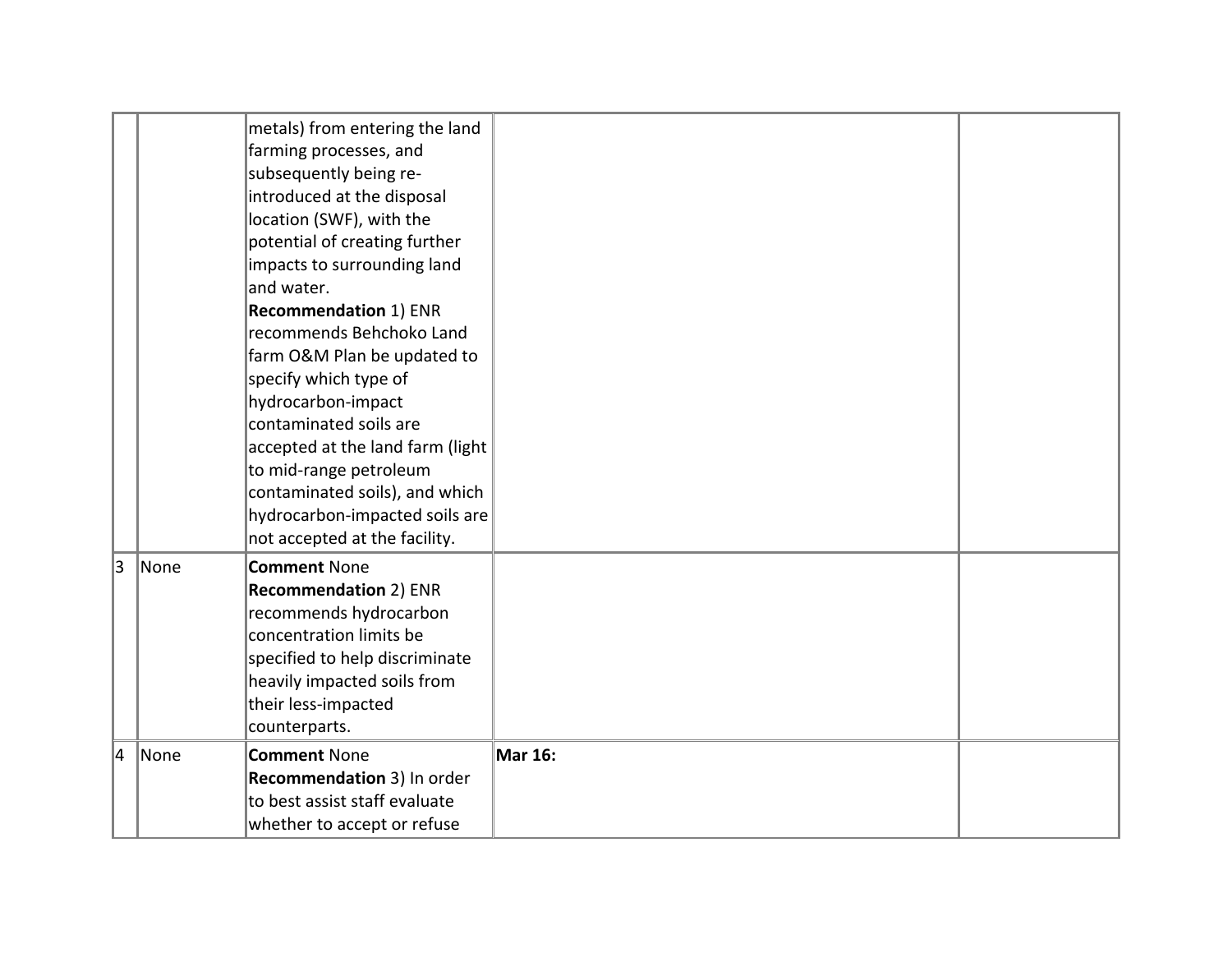| | | | | |
|---|---|---|---|---|
| | | metals) from entering the land farming processes, and subsequently being re-introduced at the disposal location (SWF), with the potential of creating further impacts to surrounding land and water.<br>**Recommendation** 1) ENR recommends Behchoko Land farm O&M Plan be updated to specify which type of hydrocarbon-impact contaminated soils are accepted at the land farm (light to mid-range petroleum contaminated soils), and which hydrocarbon-impacted soils are not accepted at the facility. | | |
| 3 | None | **Comment** None<br>**Recommendation** 2) ENR recommends hydrocarbon concentration limits be specified to help discriminate heavily impacted soils from their less-impacted counterparts. | | |
| 4 | None | **Comment** None<br>**Recommendation** 3) In order to best assist staff evaluate whether to accept or refuse | **Mar 16:** | |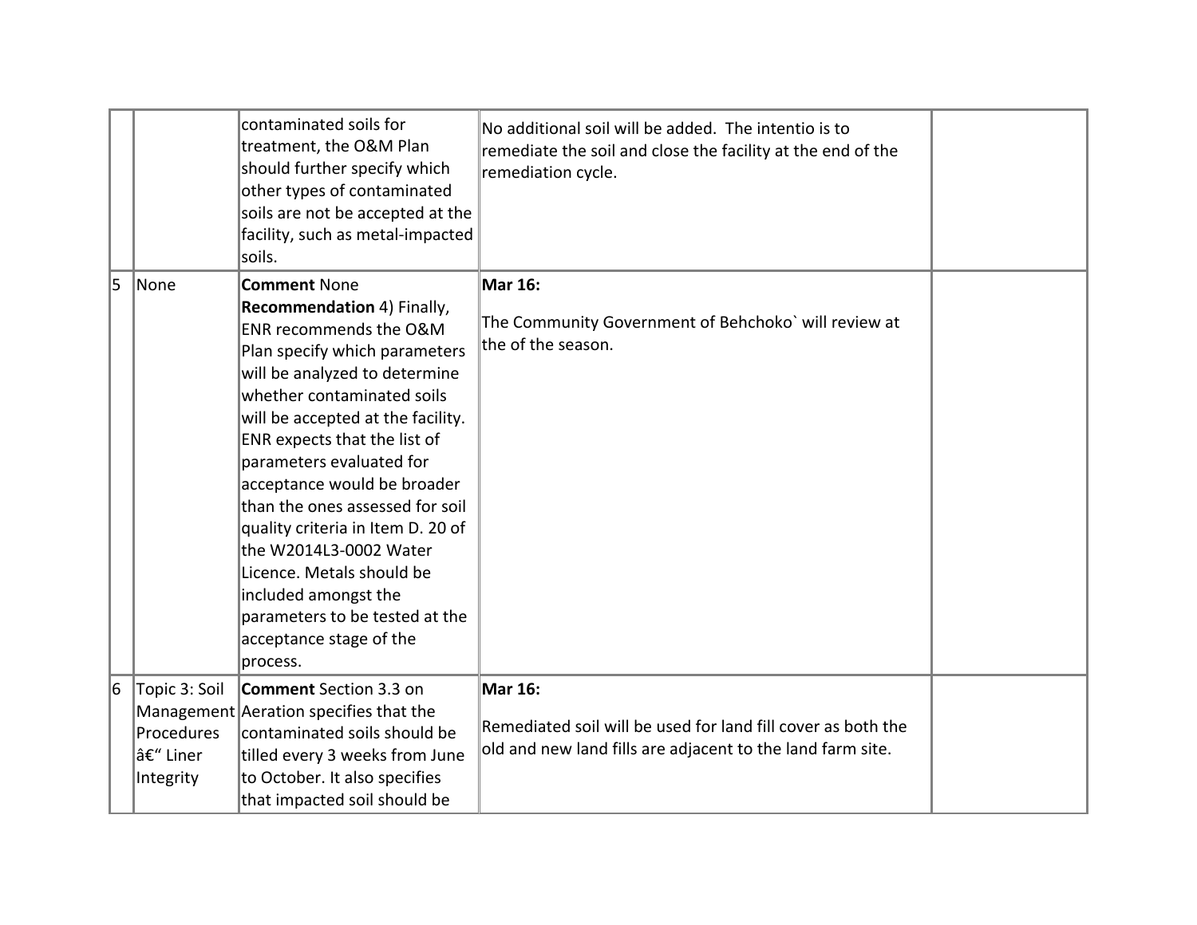| | | | | |
|---|---|---|---|---|
| | | contaminated soils for treatment, the O&M Plan should further specify which other types of contaminated soils are not be accepted at the facility, such as metal-impacted soils. | No additional soil will be added. The intentio is to remediate the soil and close the facility at the end of the remediation cycle. | |
| 5 | None | **Comment** None **Recommendation** 4) Finally, ENR recommends the O&M Plan specify which parameters will be analyzed to determine whether contaminated soils will be accepted at the facility. ENR expects that the list of parameters evaluated for acceptance would be broader than the ones assessed for soil quality criteria in Item D. 20 of the W2014L3-0002 Water Licence. Metals should be included amongst the parameters to be tested at the acceptance stage of the process. | **Mar 16:**<br><br>The Community Government of Behchoko` will review at the of the season. | |
| 6 | Topic 3: Soil Management Procedures â€“ Liner Integrity | **Comment** Section 3.3 on Aeration specifies that the contaminated soils should be tilled every 3 weeks from June to October. It also specifies that impacted soil should be | **Mar 16:**<br><br>Remediated soil will be used for land fill cover as both the old and new land fills are adjacent to the land farm site. | |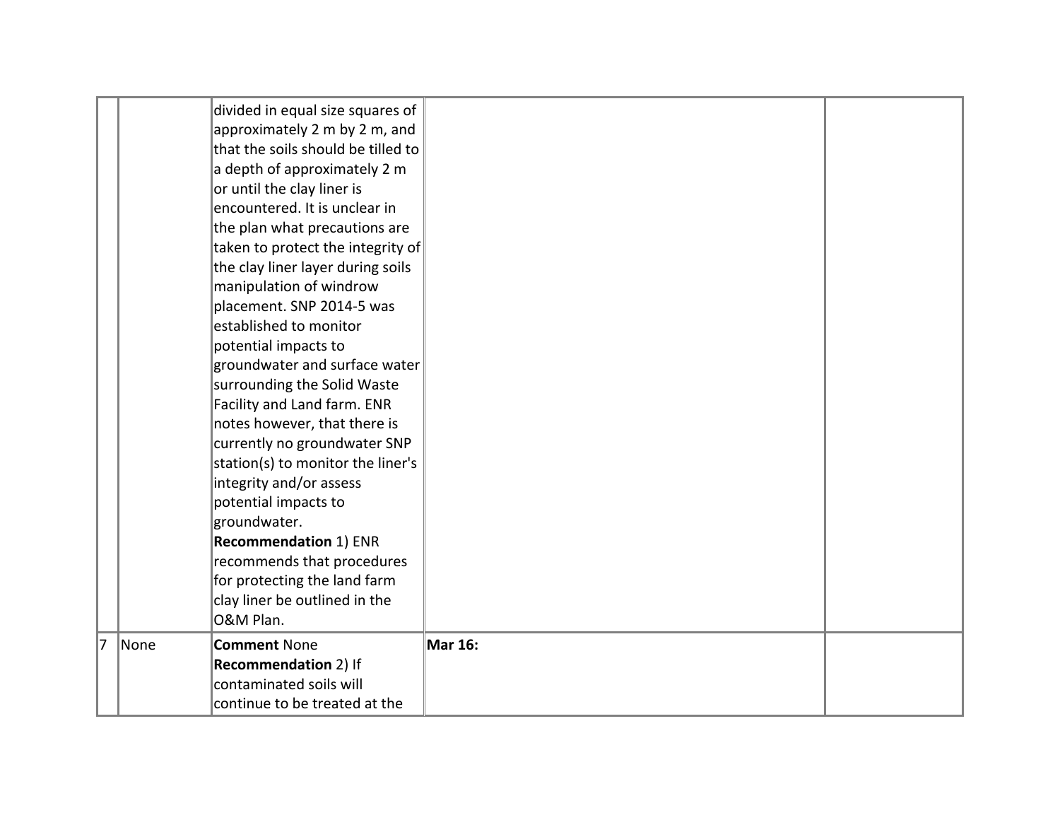| | | | | |
|---|---|---|---|---|
| | | divided in equal size squares of approximately 2 m by 2 m, and that the soils should be tilled to a depth of approximately 2 m or until the clay liner is encountered. It is unclear in the plan what precautions are taken to protect the integrity of the clay liner layer during soils manipulation of windrow placement. SNP 2014-5 was established to monitor potential impacts to groundwater and surface water surrounding the Solid Waste Facility and Land farm. ENR notes however, that there is currently no groundwater SNP station(s) to monitor the liner's integrity and/or assess potential impacts to groundwater. **Recommendation** 1) ENR recommends that procedures for protecting the land farm clay liner be outlined in the O&M Plan. | | |
| 7 | None | **Comment** None **Recommendation** 2) If contaminated soils will continue to be treated at the | **Mar 16:** | |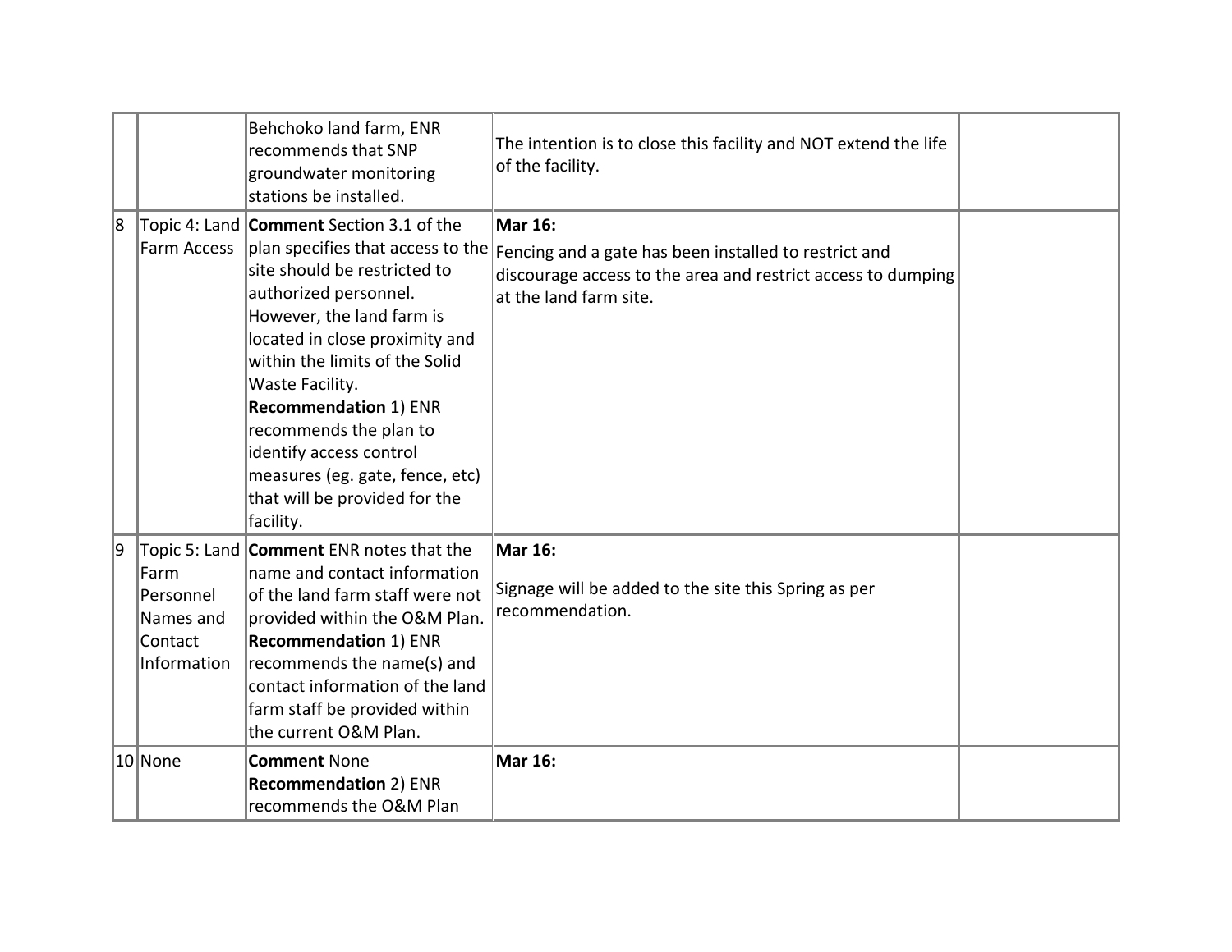| | | | | |
|---|---|---|---|---|
| | | Behchoko land farm, ENR recommends that SNP groundwater monitoring stations be installed. | The intention is to close this facility and NOT extend the life of the facility. | |
| 8 | Topic 4: Land Farm Access | **Comment** Section 3.1 of the plan specifies that access to the site should be restricted to authorized personnel. However, the land farm is located in close proximity and within the limits of the Solid Waste Facility. **Recommendation** 1) ENR recommends the plan to identify access control measures (eg. gate, fence, etc) that will be provided for the facility. | **Mar 16:** Fencing and a gate has been installed to restrict and discourage access to the area and restrict access to dumping at the land farm site. | |
| 9 | Topic 5: Land Farm Personnel Names and Contact Information | **Comment** ENR notes that the name and contact information of the land farm staff were not provided within the O&M Plan. **Recommendation** 1) ENR recommends the name(s) and contact information of the land farm staff be provided within the current O&M Plan. | **Mar 16:** Signage will be added to the site this Spring as per recommendation. | |
| 10 | None | **Comment** None **Recommendation** 2) ENR recommends the O&M Plan | **Mar 16:** | |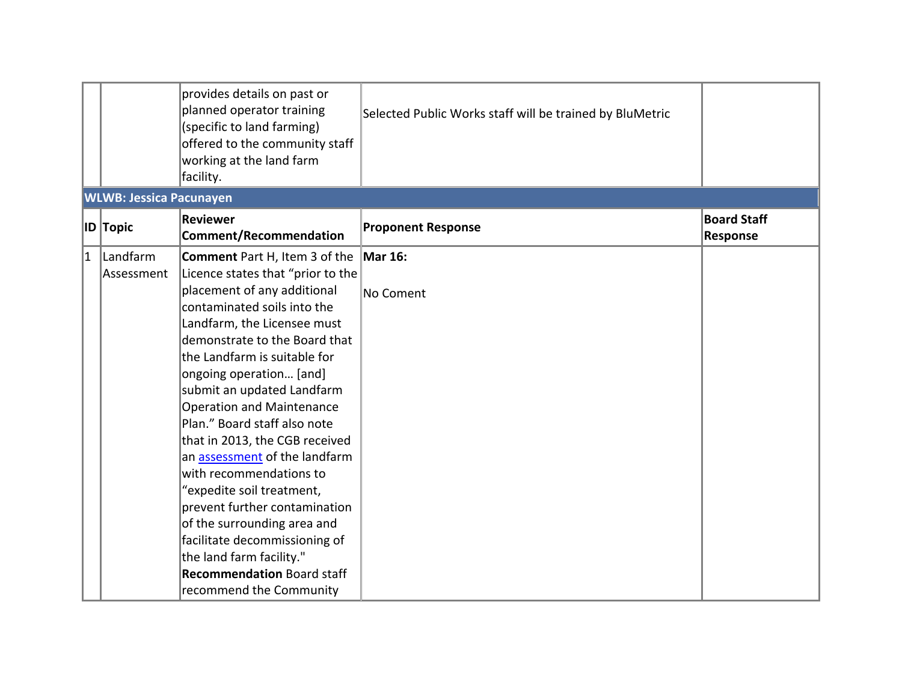| | | provides details on past or planned operator training (specific to land farming) offered to the community staff working at the land farm facility. | Selected Public Works staff will be trained by BluMetric | |
|---|---|---|---|---|

**WLWB: Jessica Pacunayen**

| ID | Topic | Reviewer Comment/Recommendation | Proponent Response | Board Staff Response |
|---|---|---|---|---|
| 1 | Landfarm Assessment | **Comment** Part H, Item 3 of the Licence states that "prior to the placement of any additional contaminated soils into the Landfarm, the Licensee must demonstrate to the Board that the Landfarm is suitable for ongoing operation… [and] submit an updated Landfarm Operation and Maintenance Plan." Board staff also note that in 2013, the CGB received an assessment of the landfarm with recommendations to "expedite soil treatment, prevent further contamination of the surrounding area and facilitate decommissioning of the land farm facility." **Recommendation** Board staff recommend the Community | **Mar 16:** No Coment | |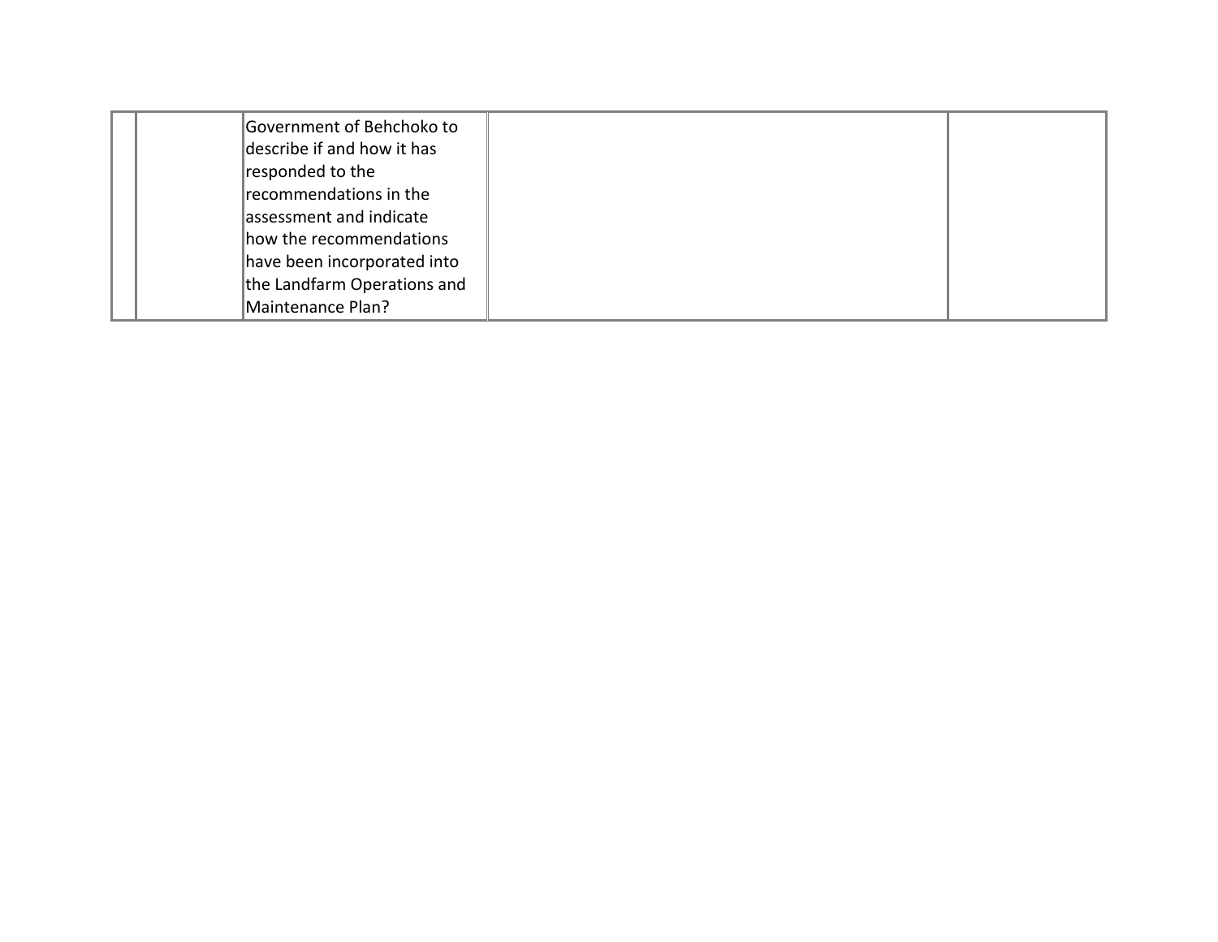| | | | | |
|---|---|---|---|---|
| | | Government of Behchoko to describe if and how it has responded to the recommendations in the assessment and indicate how the recommendations have been incorporated into the Landfarm Operations and Maintenance Plan? | | |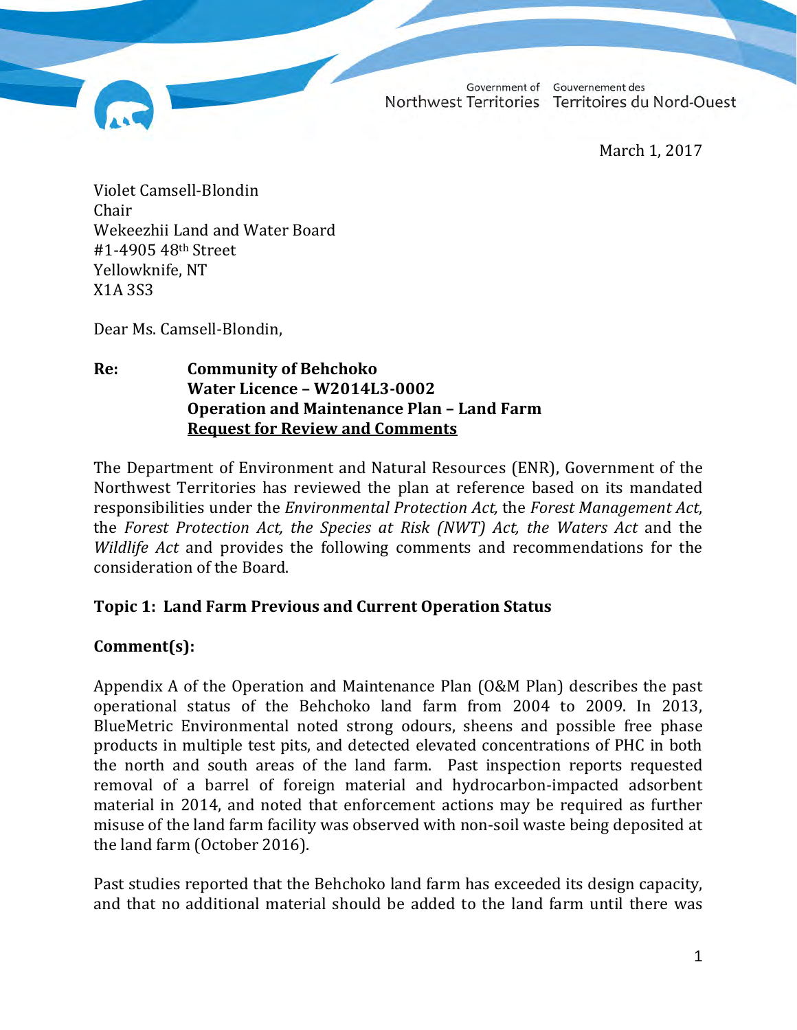Government of Northwest Territories Gouvernement des Territoires du Nord-Ouest

March 1, 2017

Violet Camsell-Blondin
Chair
Wekeezhii Land and Water Board
#1-4905 48th Street
Yellowknife, NT
X1A 3S3

Dear Ms. Camsell-Blondin,

**Re: Community of Behchoko**
**Water Licence – W2014L3-0002**
**Operation and Maintenance Plan – Land Farm**
**Request for Review and Comments**

The Department of Environment and Natural Resources (ENR), Government of the Northwest Territories has reviewed the plan at reference based on its mandated responsibilities under the *Environmental Protection Act,* the *Forest Management Act*, the *Forest Protection Act, the Species at Risk (NWT) Act, the Waters Act* and the *Wildlife Act* and provides the following comments and recommendations for the consideration of the Board.

**Topic 1: Land Farm Previous and Current Operation Status**

**Comment(s):**

Appendix A of the Operation and Maintenance Plan (O&M Plan) describes the past operational status of the Behchoko land farm from 2004 to 2009. In 2013, BlueMetric Environmental noted strong odours, sheens and possible free phase products in multiple test pits, and detected elevated concentrations of PHC in both the north and south areas of the land farm. Past inspection reports requested removal of a barrel of foreign material and hydrocarbon-impacted adsorbent material in 2014, and noted that enforcement actions may be required as further misuse of the land farm facility was observed with non-soil waste being deposited at the land farm (October 2016).

Past studies reported that the Behchoko land farm has exceeded its design capacity, and that no additional material should be added to the land farm until there was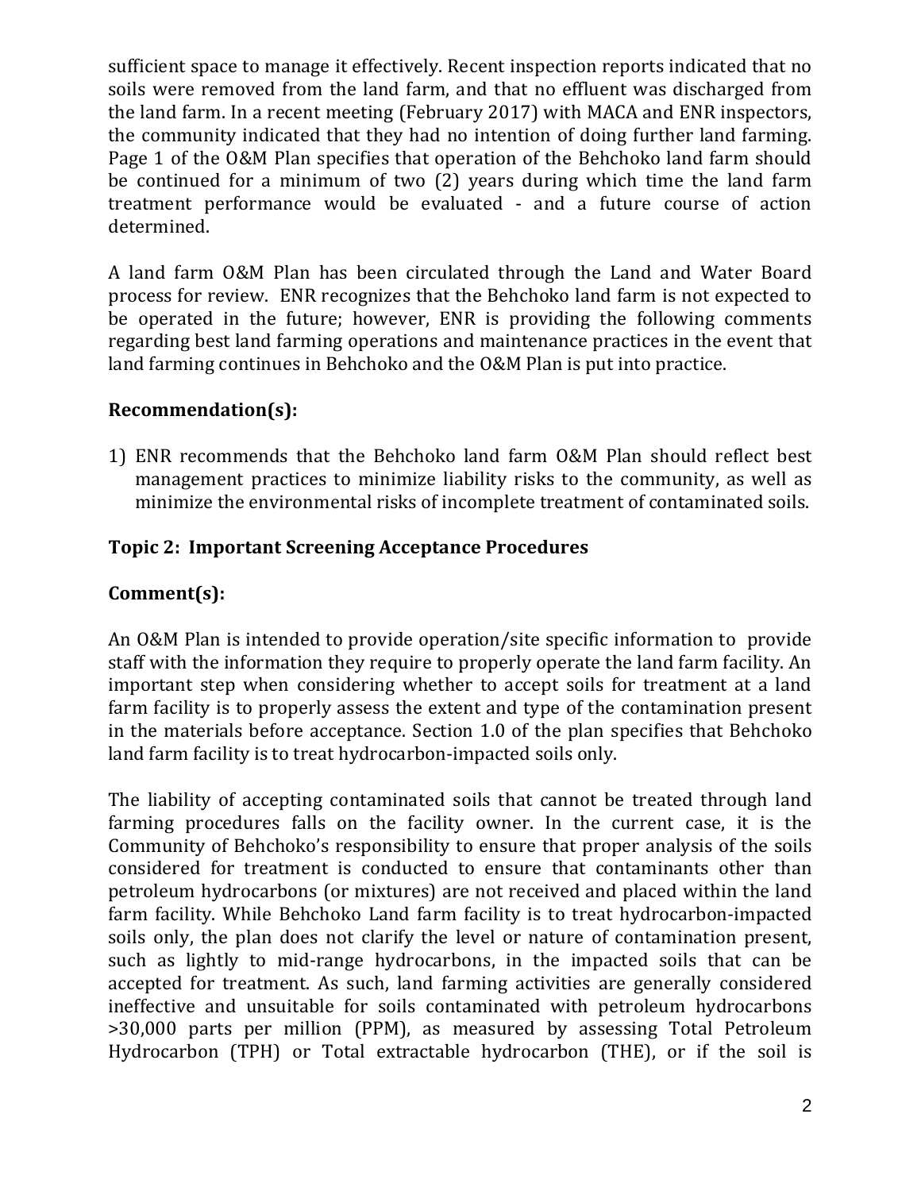sufficient space to manage it effectively. Recent inspection reports indicated that no soils were removed from the land farm, and that no effluent was discharged from the land farm. In a recent meeting (February 2017) with MACA and ENR inspectors, the community indicated that they had no intention of doing further land farming. Page 1 of the O&M Plan specifies that operation of the Behchoko land farm should be continued for a minimum of two (2) years during which time the land farm treatment performance would be evaluated - and a future course of action determined.

A land farm O&M Plan has been circulated through the Land and Water Board process for review. ENR recognizes that the Behchoko land farm is not expected to be operated in the future; however, ENR is providing the following comments regarding best land farming operations and maintenance practices in the event that land farming continues in Behchoko and the O&M Plan is put into practice.

**Recommendation(s):**

1) ENR recommends that the Behchoko land farm O&M Plan should reflect best management practices to minimize liability risks to the community, as well as minimize the environmental risks of incomplete treatment of contaminated soils.

**Topic 2: Important Screening Acceptance Procedures**

**Comment(s):**

An O&M Plan is intended to provide operation/site specific information to provide staff with the information they require to properly operate the land farm facility. An important step when considering whether to accept soils for treatment at a land farm facility is to properly assess the extent and type of the contamination present in the materials before acceptance. Section 1.0 of the plan specifies that Behchoko land farm facility is to treat hydrocarbon-impacted soils only.

The liability of accepting contaminated soils that cannot be treated through land farming procedures falls on the facility owner. In the current case, it is the Community of Behchoko's responsibility to ensure that proper analysis of the soils considered for treatment is conducted to ensure that contaminants other than petroleum hydrocarbons (or mixtures) are not received and placed within the land farm facility. While Behchoko Land farm facility is to treat hydrocarbon-impacted soils only, the plan does not clarify the level or nature of contamination present, such as lightly to mid-range hydrocarbons, in the impacted soils that can be accepted for treatment. As such, land farming activities are generally considered ineffective and unsuitable for soils contaminated with petroleum hydrocarbons >30,000 parts per million (PPM), as measured by assessing Total Petroleum Hydrocarbon (TPH) or Total extractable hydrocarbon (THE), or if the soil is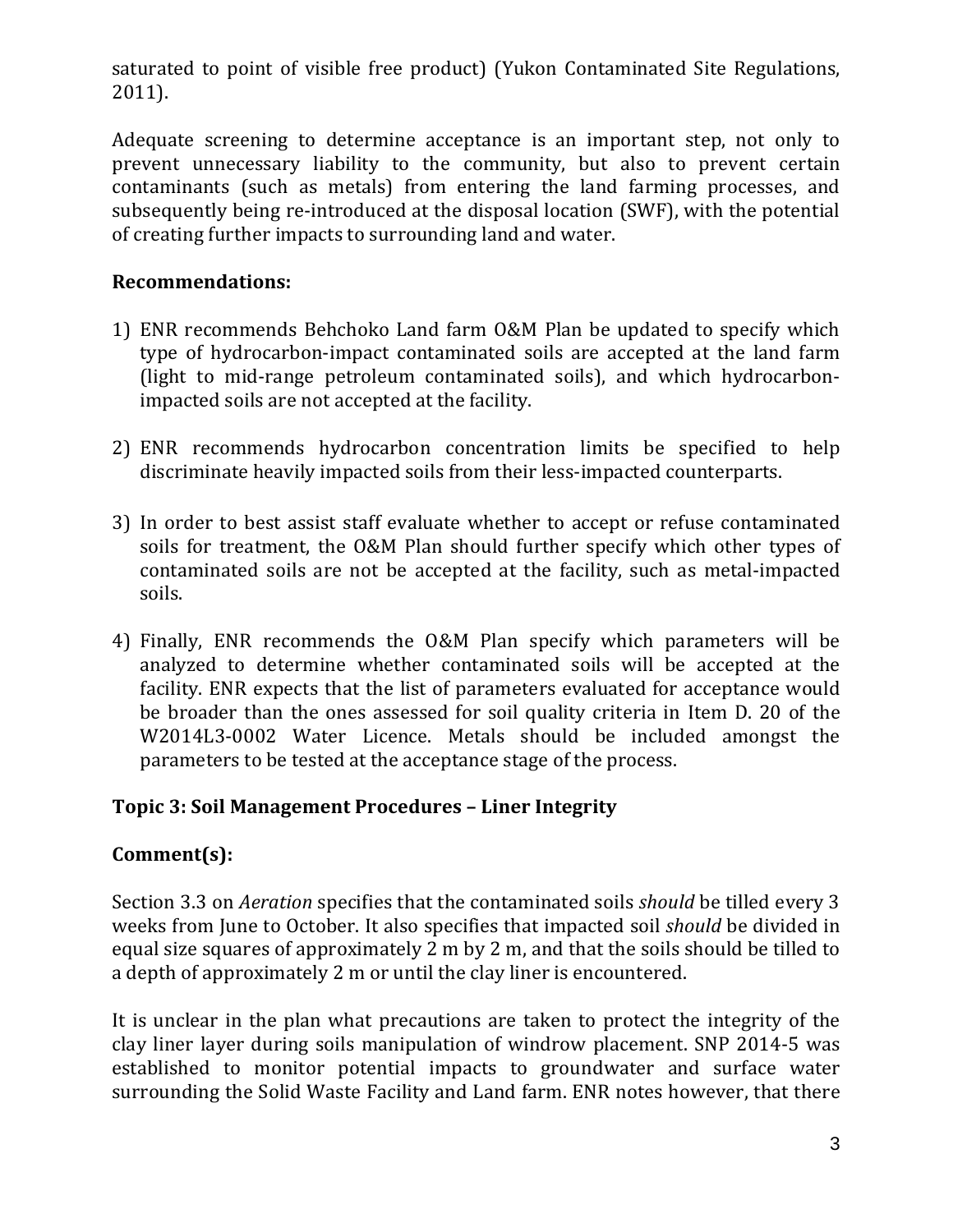saturated to point of visible free product) (Yukon Contaminated Site Regulations, 2011).

Adequate screening to determine acceptance is an important step, not only to prevent unnecessary liability to the community, but also to prevent certain contaminants (such as metals) from entering the land farming processes, and subsequently being re-introduced at the disposal location (SWF), with the potential of creating further impacts to surrounding land and water.

**Recommendations:**

1) ENR recommends Behchoko Land farm O&M Plan be updated to specify which type of hydrocarbon-impact contaminated soils are accepted at the land farm (light to mid-range petroleum contaminated soils), and which hydrocarbon-impacted soils are not accepted at the facility.

2) ENR recommends hydrocarbon concentration limits be specified to help discriminate heavily impacted soils from their less-impacted counterparts.

3) In order to best assist staff evaluate whether to accept or refuse contaminated soils for treatment, the O&M Plan should further specify which other types of contaminated soils are not be accepted at the facility, such as metal-impacted soils.

4) Finally, ENR recommends the O&M Plan specify which parameters will be analyzed to determine whether contaminated soils will be accepted at the facility. ENR expects that the list of parameters evaluated for acceptance would be broader than the ones assessed for soil quality criteria in Item D. 20 of the W2014L3-0002 Water Licence. Metals should be included amongst the parameters to be tested at the acceptance stage of the process.

## Topic 3: Soil Management Procedures – Liner Integrity

### Comment(s):

Section 3.3 on *Aeration* specifies that the contaminated soils *should* be tilled every 3 weeks from June to October. It also specifies that impacted soil *should* be divided in equal size squares of approximately 2 m by 2 m, and that the soils should be tilled to a depth of approximately 2 m or until the clay liner is encountered.

It is unclear in the plan what precautions are taken to protect the integrity of the clay liner layer during soils manipulation of windrow placement. SNP 2014-5 was established to monitor potential impacts to groundwater and surface water surrounding the Solid Waste Facility and Land farm. ENR notes however, that there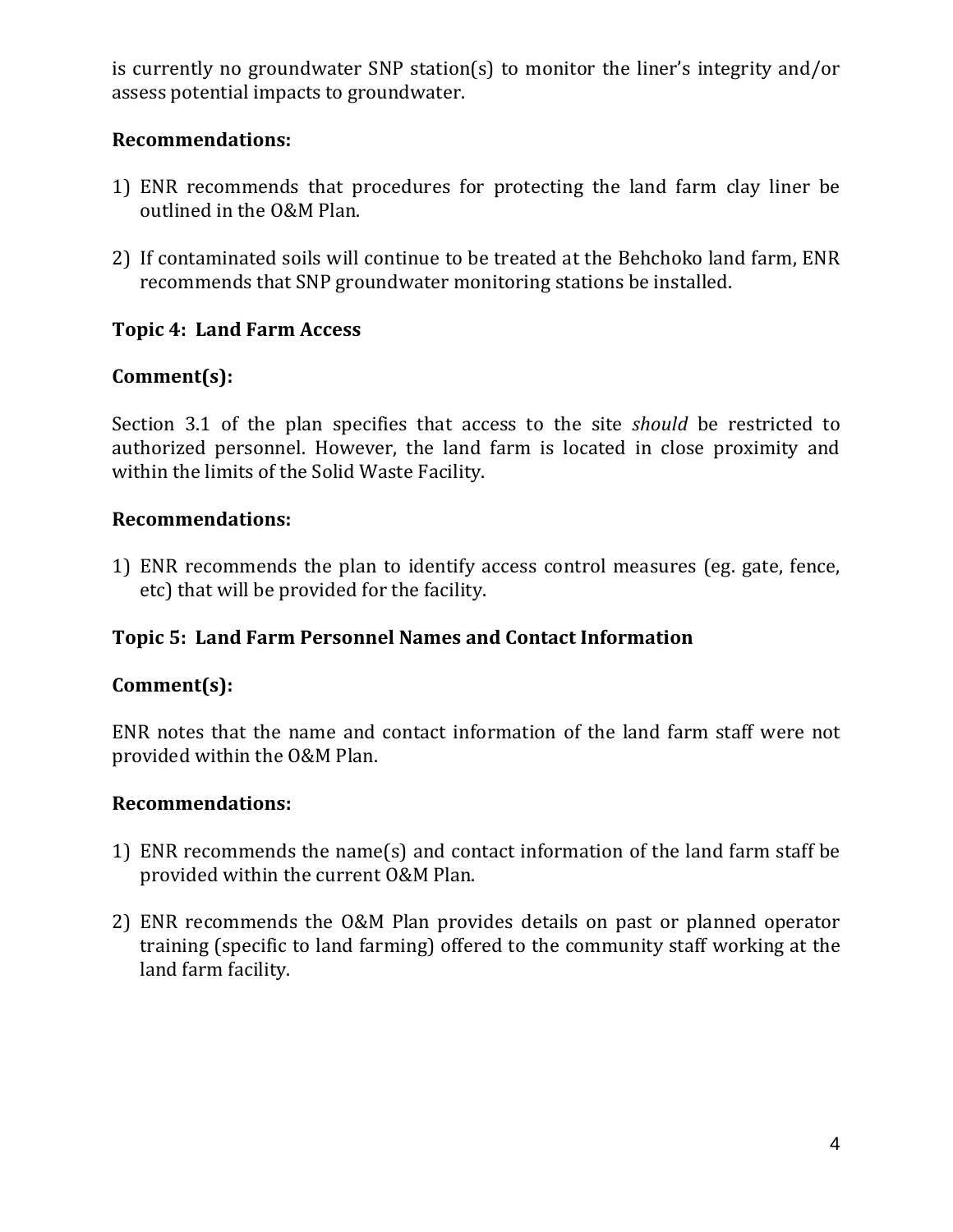is currently no groundwater SNP station(s) to monitor the liner's integrity and/or assess potential impacts to groundwater.

**Recommendations:**

1) ENR recommends that procedures for protecting the land farm clay liner be outlined in the O&M Plan.

2) If contaminated soils will continue to be treated at the Behchoko land farm, ENR recommends that SNP groundwater monitoring stations be installed.

**Topic 4: Land Farm Access**

**Comment(s):**

Section 3.1 of the plan specifies that access to the site *should* be restricted to authorized personnel. However, the land farm is located in close proximity and within the limits of the Solid Waste Facility.

**Recommendations:**

1) ENR recommends the plan to identify access control measures (eg. gate, fence, etc) that will be provided for the facility.

**Topic 5: Land Farm Personnel Names and Contact Information**

**Comment(s):**

ENR notes that the name and contact information of the land farm staff were not provided within the O&M Plan.

**Recommendations:**

1) ENR recommends the name(s) and contact information of the land farm staff be provided within the current O&M Plan.

2) ENR recommends the O&M Plan provides details on past or planned operator training (specific to land farming) offered to the community staff working at the land farm facility.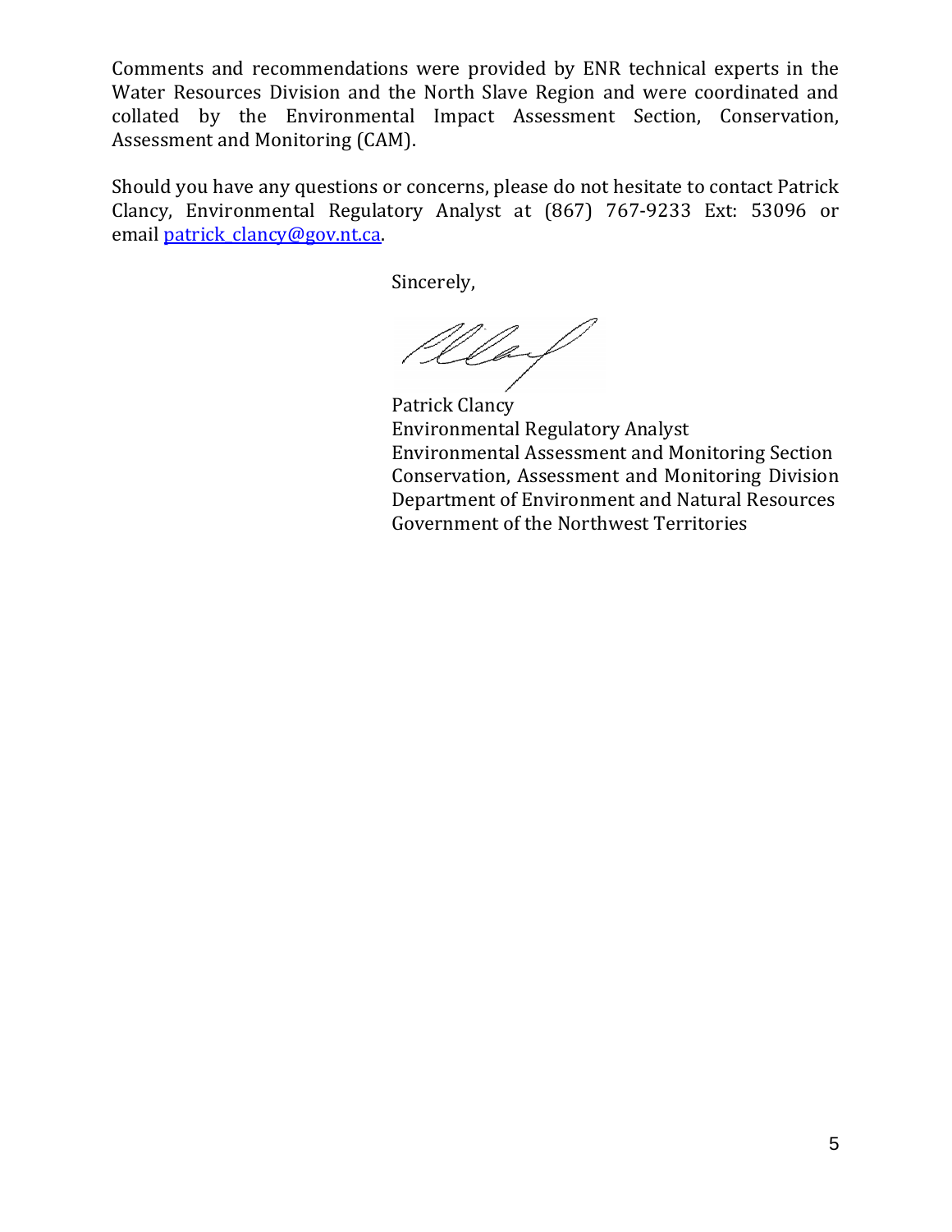Comments and recommendations were provided by ENR technical experts in the Water Resources Division and the North Slave Region and were coordinated and collated by the Environmental Impact Assessment Section, Conservation, Assessment and Monitoring (CAM).

Should you have any questions or concerns, please do not hesitate to contact Patrick Clancy, Environmental Regulatory Analyst at (867) 767-9233 Ext: 53096 or email patrick_clancy@gov.nt.ca.

Sincerely,

Patrick Clancy  
Environmental Regulatory Analyst  
Environmental Assessment and Monitoring Section  
Conservation, Assessment and Monitoring Division  
Department of Environment and Natural Resources  
Government of the Northwest Territories